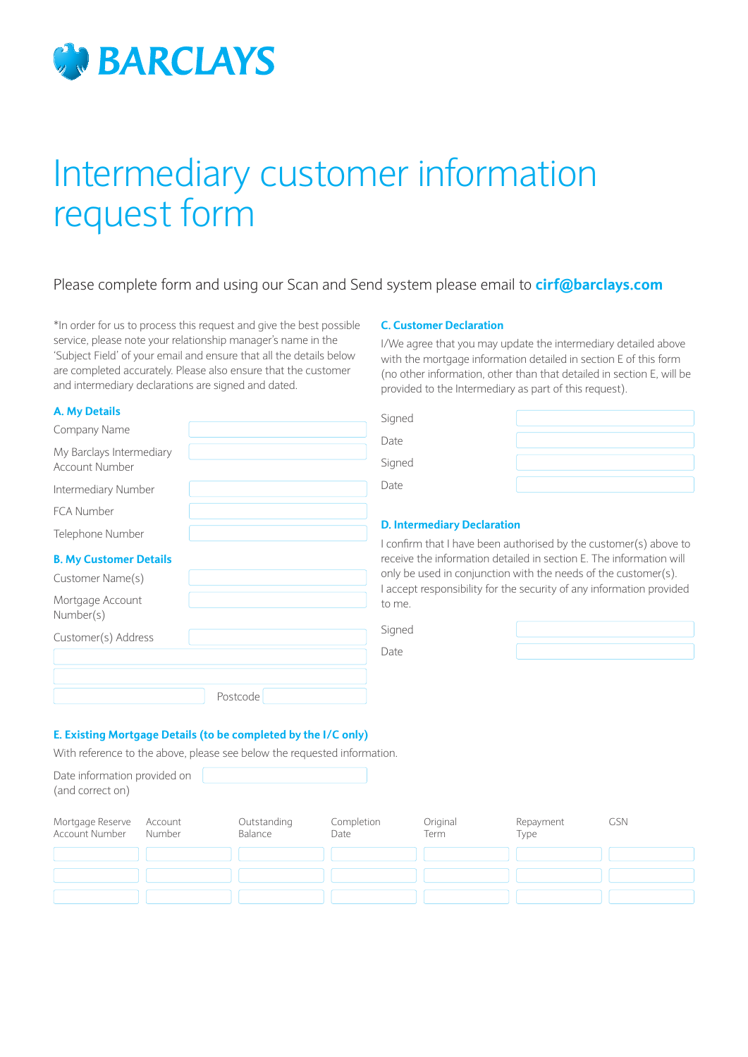BARCLAYS

# Intermediary customer information request form

Please complete form and using our Scan and Send system please email to **cirf@barclays.com**

*In order for us to process this request and give the best possible service, please note your relationship manager's name in the 'Subject Field' of your email and ensure that all the details below are completed accurately. Please also ensure that the customer and intermediary declarations are signed and dated.

### A. My Details

| | |
|---|---|
| Company Name | |
| My Barclays Intermediary Account Number | |
| Intermediary Number | |
| FCA Number | |
| Telephone Number | |

### B. My Customer Details

| | |
|---|---|
| Customer Name(s) | |
| Mortgage Account Number(s) | |
| Customer(s) Address | |
| | |
| | |
| Postcode | |

### C. Customer Declaration

I/We agree that you may update the intermediary detailed above with the mortgage information detailed in section E of this form (no other information, other than that detailed in section E, will be provided to the Intermediary as part of this request).

| | |
|---|---|
| Signed | |
| Date | |
| Signed | |
| Date | |

### D. Intermediary Declaration

I confirm that I have been authorised by the customer(s) above to receive the information detailed in section E. The information will only be used in conjunction with the needs of the customer(s).
I accept responsibility for the security of any information provided to me.

| | |
|---|---|
| Signed | |
| Date | |

### E. Existing Mortgage Details (to be completed by the I/C only)

With reference to the above, please see below the requested information.

| | |
|---|---|
| Date information provided on (and correct on) | |

| Mortgage Reserve Account Number | Account Number | Outstanding Balance | Completion Date | Original Term | Repayment Type | GSN |
|---|---|---|---|---|---|---|
| | | | | | | |
| | | | | | | |
| | | | | | | |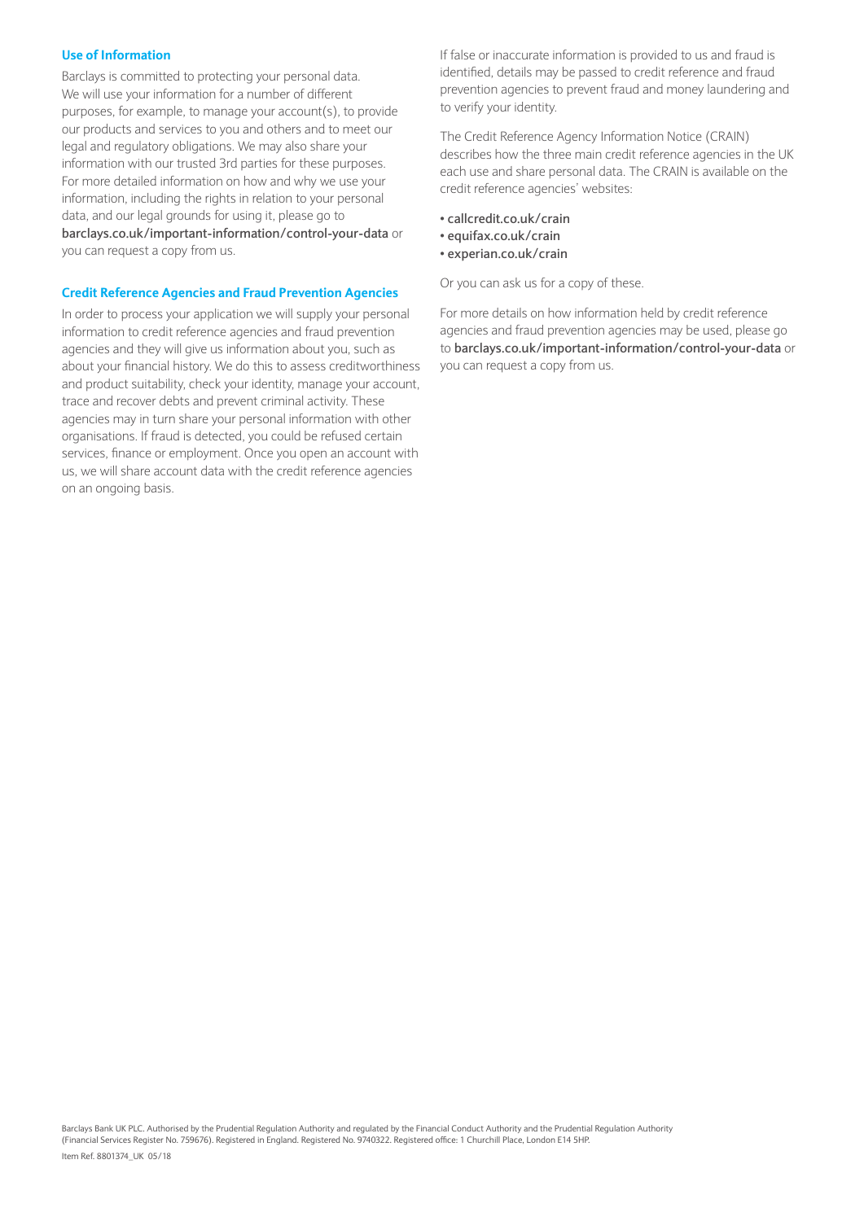## Use of Information

Barclays is committed to protecting your personal data. We will use your information for a number of different purposes, for example, to manage your account(s), to provide our products and services to you and others and to meet our legal and regulatory obligations. We may also share your information with our trusted 3rd parties for these purposes. For more detailed information on how and why we use your information, including the rights in relation to your personal data, and our legal grounds for using it, please go to **barclays.co.uk/important-information/control-your-data** or you can request a copy from us.

## Credit Reference Agencies and Fraud Prevention Agencies

In order to process your application we will supply your personal information to credit reference agencies and fraud prevention agencies and they will give us information about you, such as about your financial history. We do this to assess creditworthiness and product suitability, check your identity, manage your account, trace and recover debts and prevent criminal activity. These agencies may in turn share your personal information with other organisations. If fraud is detected, you could be refused certain services, finance or employment. Once you open an account with us, we will share account data with the credit reference agencies on an ongoing basis.

If false or inaccurate information is provided to us and fraud is identified, details may be passed to credit reference and fraud prevention agencies to prevent fraud and money laundering and to verify your identity.

The Credit Reference Agency Information Notice (CRAIN) describes how the three main credit reference agencies in the UK each use and share personal data. The CRAIN is available on the credit reference agencies' websites:

- callcredit.co.uk/crain
- equifax.co.uk/crain
- experian.co.uk/crain

Or you can ask us for a copy of these.

For more details on how information held by credit reference agencies and fraud prevention agencies may be used, please go to **barclays.co.uk/important-information/control-your-data** or you can request a copy from us.

Barclays Bank UK PLC. Authorised by the Prudential Regulation Authority and regulated by the Financial Conduct Authority and the Prudential Regulation Authority (Financial Services Register No. 759676). Registered in England. Registered No. 9740322. Registered office: 1 Churchill Place, London E14 5HP.

Item Ref. 8801374_UK 05/18